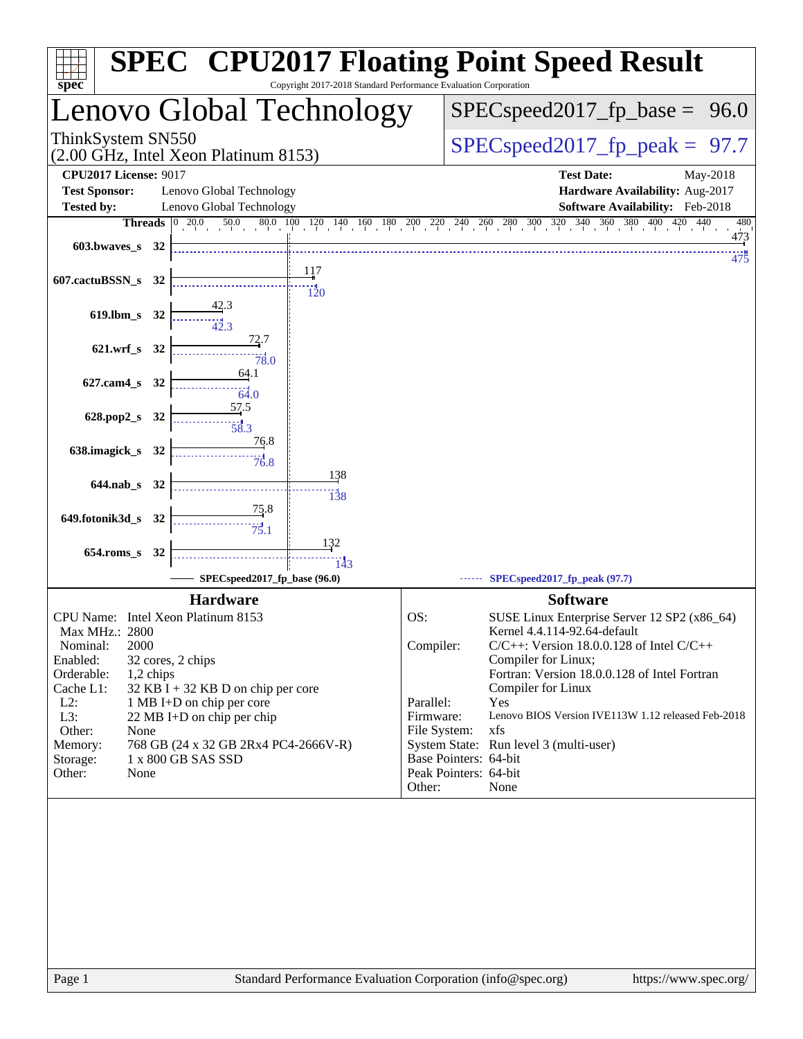# SPEC CPU2017 Floating Point Speed Result

Copyright 2017-2018 Standard Performance Evaluation Corporation

## Lenovo Global Technology

ThinkSystem SN550
(2.00 GHz, Intel Xeon Platinum 8153)

SPECspeed2017_fp_base = 96.0

SPECspeed2017_fp_peak = 97.7

| | | | |
|---|---|---|---|
| **CPU2017 License:** | 9017 | **Test Date:** | May-2018 |
| **Test Sponsor:** | Lenovo Global Technology | **Hardware Availability:** | Aug-2017 |
| **Tested by:** | Lenovo Global Technology | **Software Availability:** | Feb-2018 |

Threads 0 20.0 50.0 80.0 100 120 140 160 180 200 220 240 260 280 300 320 340 360 380 400 420 440 480

603.bwaves_s 32 473 475
607.cactuBSSN_s 32 117 120
619.lbm_s 32 42.3 42.3
621.wrf_s 32 72.7 78.0
627.cam4_s 32 64.1 64.0
628.pop2_s 32 57.5 58.3
638.imagick_s 32 76.8 76.8
644.nab_s 32 138 138
649.fotonik3d_s 32 75.8 75.1
654.roms_s 32 132 143

SPECspeed2017_fp_base (96.0)
SPECspeed2017_fp_peak (97.7)

### Hardware

| | |
|---|---|
| CPU Name: | Intel Xeon Platinum 8153 |
| Max MHz.: | 2800 |
| Nominal: | 2000 |
| Enabled: | 32 cores, 2 chips |
| Orderable: | 1,2 chips |
| Cache L1: | 32 KB I + 32 KB D on chip per core |
| L2: | 1 MB I+D on chip per core |
| L3: | 22 MB I+D on chip per chip |
| Other: | None |
| Memory: | 768 GB (24 x 32 GB 2Rx4 PC4-2666V-R) |
| Storage: | 1 x 800 GB SAS SSD |
| Other: | None |

### Software

| | |
|---|---|
| OS: | SUSE Linux Enterprise Server 12 SP2 (x86_64) Kernel 4.4.114-92.64-default |
| Compiler: | C/C++: Version 18.0.0.128 of Intel C/C++ Compiler for Linux; Fortran: Version 18.0.0.128 of Intel Fortran Compiler for Linux |
| Parallel: | Yes |
| Firmware: | Lenovo BIOS Version IVE113W 1.12 released Feb-2018 |
| File System: | xfs |
| System State: | Run level 3 (multi-user) |
| Base Pointers: | 64-bit |
| Peak Pointers: | 64-bit |
| Other: | None |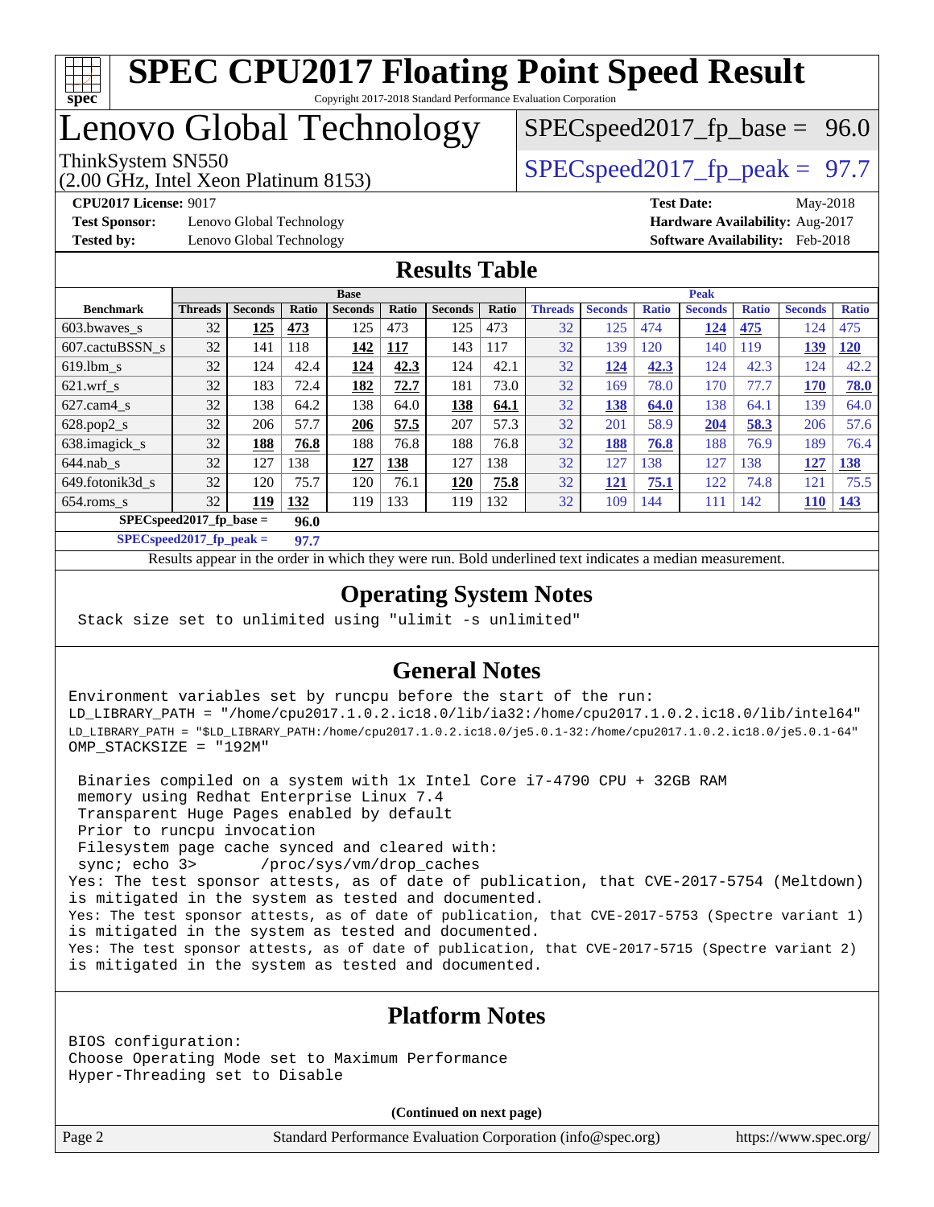# SPEC CPU2017 Floating Point Speed Result

Copyright 2017-2018 Standard Performance Evaluation Corporation

# Lenovo Global Technology

ThinkSystem SN550
(2.00 GHz, Intel Xeon Platinum 8153)

SPECspeed2017_fp_base = 96.0

SPECspeed2017_fp_peak = 97.7

**CPU2017 License:** 9017
**Test Sponsor:** Lenovo Global Technology
**Tested by:** Lenovo Global Technology

**Test Date:** May-2018
**Hardware Availability:** Aug-2017
**Software Availability:** Feb-2018

## Results Table

| Benchmark | Base | | | | | | | Peak | | | | | | |
|---|---|---|---|---|---|---|---|---|---|---|---|---|---|---|
| | Threads | Seconds | Ratio | Seconds | Ratio | Seconds | Ratio | Threads | Seconds | Ratio | Seconds | Ratio | Seconds | Ratio |
| 603.bwaves_s | 32 | **125** | **473** | 125 | 473 | 125 | 473 | 32 | 125 | 474 | **124** | **475** | 124 | 475 |
| 607.cactuBSSN_s | 32 | 141 | 118 | **142** | **117** | 143 | 117 | 32 | 139 | 120 | 140 | 119 | **139** | **120** |
| 619.lbm_s | 32 | 124 | 42.4 | **124** | **42.3** | 124 | 42.1 | 32 | **124** | **42.3** | 124 | 42.3 | 124 | 42.2 |
| 621.wrf_s | 32 | 183 | 72.4 | **182** | **72.7** | 181 | 73.0 | 32 | 169 | 78.0 | 170 | 77.7 | **170** | **78.0** |
| 627.cam4_s | 32 | 138 | 64.2 | 138 | 64.0 | **138** | **64.1** | 32 | **138** | **64.0** | 138 | 64.1 | 139 | 64.0 |
| 628.pop2_s | 32 | 206 | 57.7 | **206** | **57.5** | 207 | 57.3 | 32 | 201 | 58.9 | **204** | **58.3** | 206 | 57.6 |
| 638.imagick_s | 32 | **188** | **76.8** | 188 | 76.8 | 188 | 76.8 | 32 | **188** | **76.8** | 188 | 76.9 | 189 | 76.4 |
| 644.nab_s | 32 | 127 | 138 | **127** | **138** | 127 | 138 | 32 | 127 | 138 | 127 | 138 | **127** | **138** |
| 649.fotonik3d_s | 32 | 120 | 75.7 | 120 | 76.1 | **120** | **75.8** | 32 | **121** | **75.1** | 122 | 74.8 | 121 | 75.5 |
| 654.roms_s | 32 | **119** | **132** | 119 | 133 | 119 | 132 | 32 | 109 | 144 | 111 | 142 | **110** | **143** |

**SPECspeed2017_fp_base = 96.0**

**SPECspeed2017_fp_peak = 97.7**

Results appear in the order in which they were run. Bold underlined text indicates a median measurement.

## Operating System Notes

```
Stack size set to unlimited using "ulimit -s unlimited"
```

## General Notes

```
Environment variables set by runcpu before the start of the run:
LD_LIBRARY_PATH = "/home/cpu2017.1.0.2.ic18.0/lib/ia32:/home/cpu2017.1.0.2.ic18.0/lib/intel64"
LD_LIBRARY_PATH = "$LD_LIBRARY_PATH:/home/cpu2017.1.0.2.ic18.0/je5.0.1-32:/home/cpu2017.1.0.2.ic18.0/je5.0.1-64"
OMP_STACKSIZE = "192M"

 Binaries compiled on a system with 1x Intel Core i7-4790 CPU + 32GB RAM
 memory using Redhat Enterprise Linux 7.4
 Transparent Huge Pages enabled by default
 Prior to runcpu invocation
 Filesystem page cache synced and cleared with:
 sync; echo 3>       /proc/sys/vm/drop_caches
Yes: The test sponsor attests, as of date of publication, that CVE-2017-5754 (Meltdown)
is mitigated in the system as tested and documented.
Yes: The test sponsor attests, as of date of publication, that CVE-2017-5753 (Spectre variant 1)
is mitigated in the system as tested and documented.
Yes: The test sponsor attests, as of date of publication, that CVE-2017-5715 (Spectre variant 2)
is mitigated in the system as tested and documented.
```

## Platform Notes

```
BIOS configuration:
Choose Operating Mode set to Maximum Performance
Hyper-Threading set to Disable
```

(Continued on next page)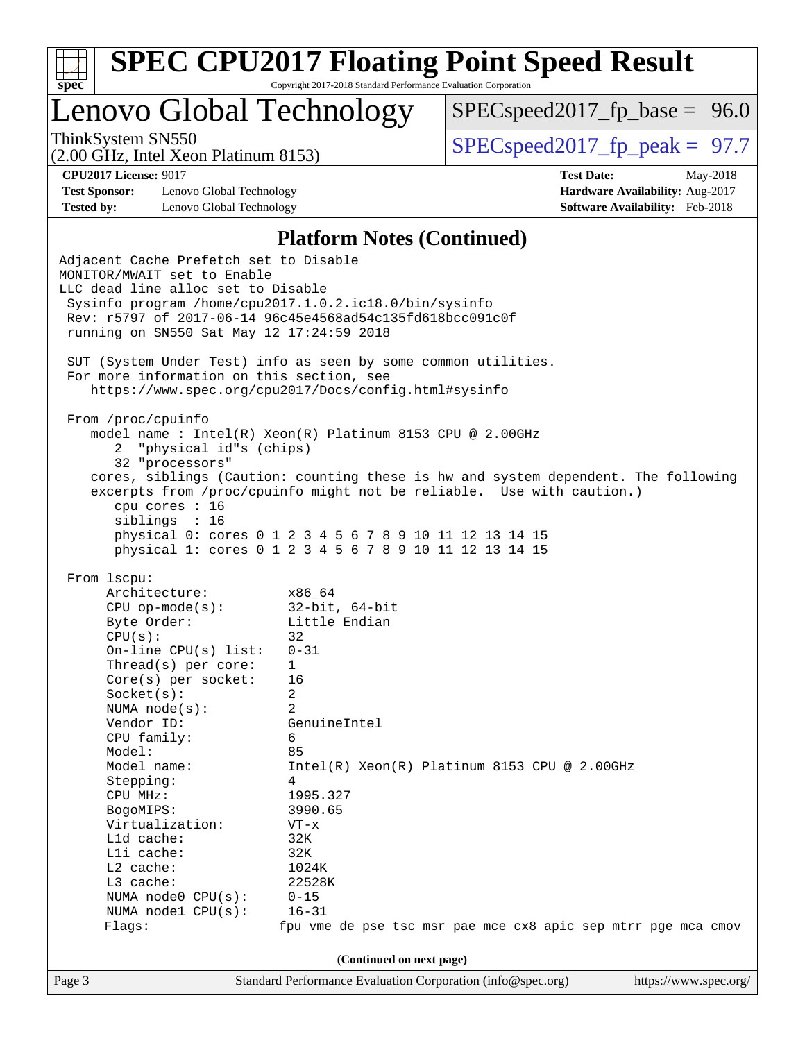# SPEC CPU2017 Floating Point Speed Result

Copyright 2017-2018 Standard Performance Evaluation Corporation

## Lenovo Global Technology

ThinkSystem SN550
(2.00 GHz, Intel Xeon Platinum 8153)

SPECspeed2017_fp_base = 96.0

SPECspeed2017_fp_peak = 97.7

**CPU2017 License:** 9017
**Test Sponsor:** Lenovo Global Technology
**Tested by:** Lenovo Global Technology

**Test Date:** May-2018
**Hardware Availability:** Aug-2017
**Software Availability:** Feb-2018

### Platform Notes (Continued)

```
Adjacent Cache Prefetch set to Disable
MONITOR/MWAIT set to Enable
LLC dead line alloc set to Disable
 Sysinfo program /home/cpu2017.1.0.2.ic18.0/bin/sysinfo
 Rev: r5797 of 2017-06-14 96c45e4568ad54c135fd618bcc091c0f
 running on SN550 Sat May 12 17:24:59 2018

 SUT (System Under Test) info as seen by some common utilities.
 For more information on this section, see
    https://www.spec.org/cpu2017/Docs/config.html#sysinfo

 From /proc/cpuinfo
    model name : Intel(R) Xeon(R) Platinum 8153 CPU @ 2.00GHz
       2  "physical id"s (chips)
       32 "processors"
    cores, siblings (Caution: counting these is hw and system dependent. The following
    excerpts from /proc/cpuinfo might not be reliable.  Use with caution.)
       cpu cores : 16
       siblings  : 16
       physical 0: cores 0 1 2 3 4 5 6 7 8 9 10 11 12 13 14 15
       physical 1: cores 0 1 2 3 4 5 6 7 8 9 10 11 12 13 14 15

 From lscpu:
      Architecture:          x86_64
      CPU op-mode(s):        32-bit, 64-bit
      Byte Order:            Little Endian
      CPU(s):                32
      On-line CPU(s) list:   0-31
      Thread(s) per core:    1
      Core(s) per socket:    16
      Socket(s):             2
      NUMA node(s):          2
      Vendor ID:             GenuineIntel
      CPU family:            6
      Model:                 85
      Model name:            Intel(R) Xeon(R) Platinum 8153 CPU @ 2.00GHz
      Stepping:              4
      CPU MHz:               1995.327
      BogoMIPS:              3990.65
      Virtualization:        VT-x
      L1d cache:             32K
      L1i cache:             32K
      L2 cache:              1024K
      L3 cache:              22528K
      NUMA node0 CPU(s):     0-15
      NUMA node1 CPU(s):     16-31
      Flags:                fpu vme de pse tsc msr pae mce cx8 apic sep mtrr pge mca cmov
```

(Continued on next page)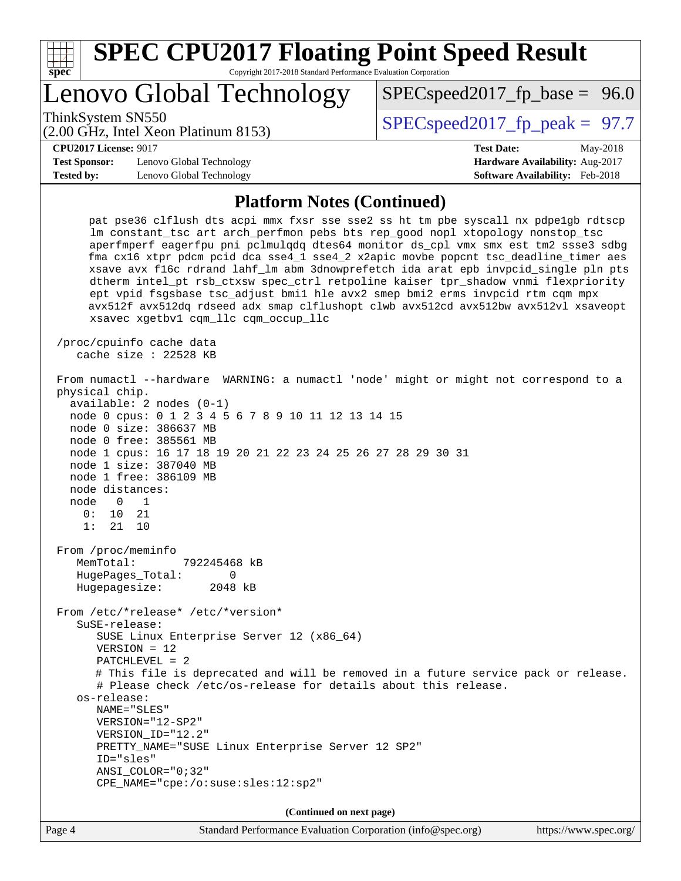# SPEC CPU2017 Floating Point Speed Result

Copyright 2017-2018 Standard Performance Evaluation Corporation

# Lenovo Global Technology

ThinkSystem SN550
(2.00 GHz, Intel Xeon Platinum 8153)

SPECspeed2017_fp_base = 96.0

SPECspeed2017_fp_peak = 97.7

**CPU2017 License:** 9017
**Test Sponsor:** Lenovo Global Technology
**Tested by:** Lenovo Global Technology

**Test Date:** May-2018
**Hardware Availability:** Aug-2017
**Software Availability:** Feb-2018

## Platform Notes (Continued)

```
     pat pse36 clflush dts acpi mmx fxsr sse sse2 ss ht tm pbe syscall nx pdpe1gb rdtscp
     lm constant_tsc art arch_perfmon pebs bts rep_good nopl xtopology nonstop_tsc
     aperfmperf eagerfpu pni pclmulqdq dtes64 monitor ds_cpl vmx smx est tm2 ssse3 sdbg
     fma cx16 xtpr pdcm pcid dca sse4_1 sse4_2 x2apic movbe popcnt tsc_deadline_timer aes
     xsave avx f16c rdrand lahf_lm abm 3dnowprefetch ida arat epb invpcid_single pln pts
     dtherm intel_pt rsb_ctxsw spec_ctrl retpoline kaiser tpr_shadow vnmi flexpriority
     ept vpid fsgsbase tsc_adjust bmi1 hle avx2 smep bmi2 erms invpcid rtm cqm mpx
     avx512f avx512dq rdseed adx smap clflushopt clwb avx512cd avx512bw avx512vl xsaveopt
     xsavec xgetbv1 cqm_llc cqm_occup_llc

 /proc/cpuinfo cache data
    cache size : 22528 KB

 From numactl --hardware  WARNING: a numactl 'node' might or might not correspond to a
 physical chip.
   available: 2 nodes (0-1)
   node 0 cpus: 0 1 2 3 4 5 6 7 8 9 10 11 12 13 14 15
   node 0 size: 386637 MB
   node 0 free: 385561 MB
   node 1 cpus: 16 17 18 19 20 21 22 23 24 25 26 27 28 29 30 31
   node 1 size: 387040 MB
   node 1 free: 386109 MB
   node distances:
   node   0   1
     0:  10  21
     1:  21  10

 From /proc/meminfo
    MemTotal:       792245468 kB
    HugePages_Total:       0
    Hugepagesize:       2048 kB

 From /etc/*release* /etc/*version*
    SuSE-release:
       SUSE Linux Enterprise Server 12 (x86_64)
       VERSION = 12
       PATCHLEVEL = 2
       # This file is deprecated and will be removed in a future service pack or release.
       # Please check /etc/os-release for details about this release.
    os-release:
       NAME="SLES"
       VERSION="12-SP2"
       VERSION_ID="12.2"
       PRETTY_NAME="SUSE Linux Enterprise Server 12 SP2"
       ID="sles"
       ANSI_COLOR="0;32"
       CPE_NAME="cpe:/o:suse:sles:12:sp2"
```

**(Continued on next page)**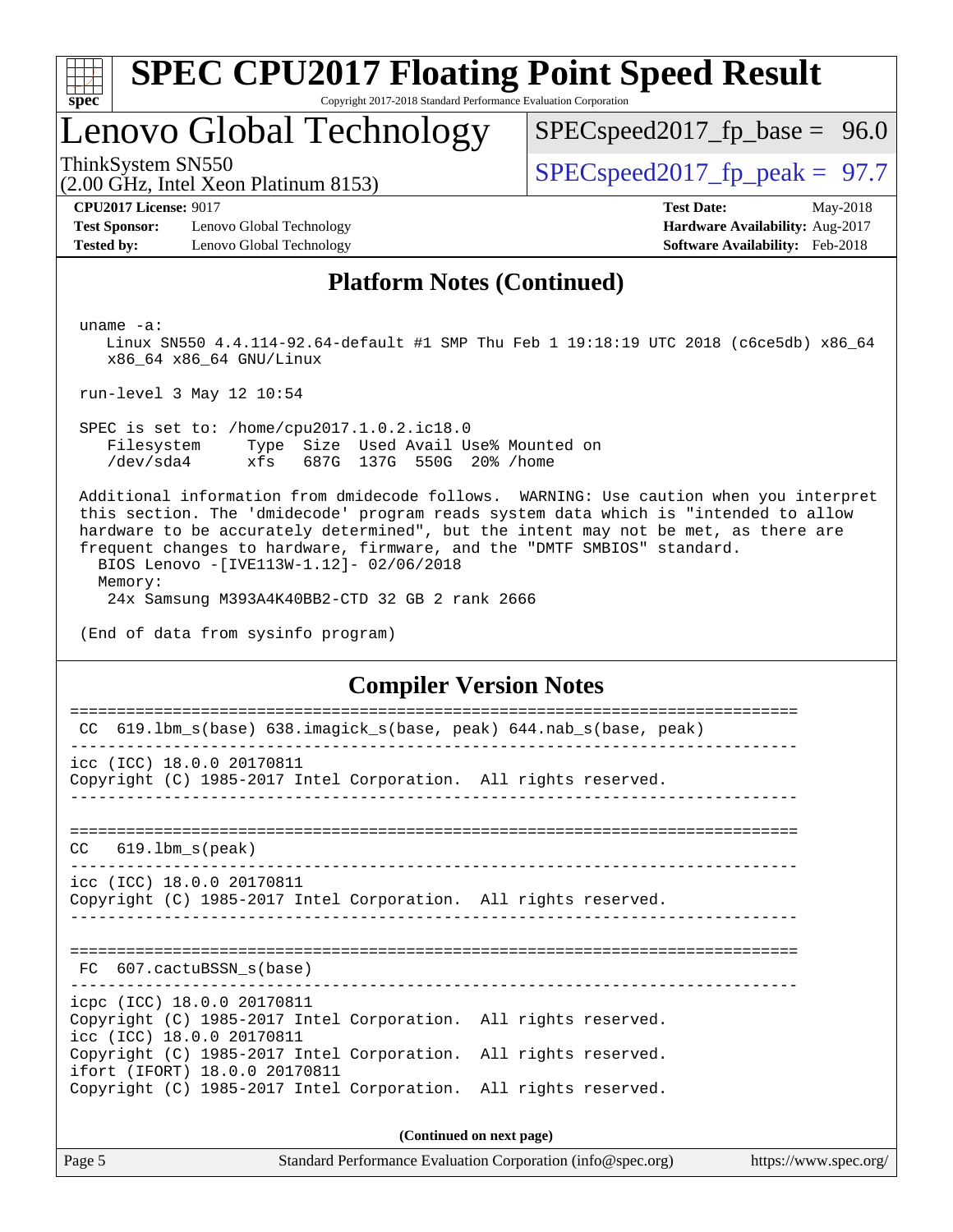# SPEC CPU2017 Floating Point Speed Result

Copyright 2017-2018 Standard Performance Evaluation Corporation

# Lenovo Global Technology

ThinkSystem SN550
(2.00 GHz, Intel Xeon Platinum 8153)

SPECspeed2017_fp_base = 96.0

SPECspeed2017_fp_peak = 97.7

**CPU2017 License:** 9017
**Test Sponsor:** Lenovo Global Technology
**Tested by:** Lenovo Global Technology

**Test Date:** May-2018
**Hardware Availability:** Aug-2017
**Software Availability:** Feb-2018

## Platform Notes (Continued)

```
uname -a:
   Linux SN550 4.4.114-92.64-default #1 SMP Thu Feb 1 19:18:19 UTC 2018 (c6ce5db) x86_64
   x86_64 x86_64 GNU/Linux

run-level 3 May 12 10:54

SPEC is set to: /home/cpu2017.1.0.2.ic18.0
   Filesystem     Type  Size  Used Avail Use% Mounted on
   /dev/sda4      xfs   687G  137G  550G  20% /home

Additional information from dmidecode follows.  WARNING: Use caution when you interpret
this section. The 'dmidecode' program reads system data which is "intended to allow
hardware to be accurately determined", but the intent may not be met, as there are
frequent changes to hardware, firmware, and the "DMTF SMBIOS" standard.
  BIOS Lenovo -[IVE113W-1.12]- 02/06/2018
  Memory:
   24x Samsung M393A4K40BB2-CTD 32 GB 2 rank 2666

(End of data from sysinfo program)
```

## Compiler Version Notes

```
==============================================================================
 CC  619.lbm_s(base) 638.imagick_s(base, peak) 644.nab_s(base, peak)
------------------------------------------------------------------------------
icc (ICC) 18.0.0 20170811
Copyright (C) 1985-2017 Intel Corporation.  All rights reserved.
------------------------------------------------------------------------------

==============================================================================
 CC  619.lbm_s(peak)
------------------------------------------------------------------------------
icc (ICC) 18.0.0 20170811
Copyright (C) 1985-2017 Intel Corporation.  All rights reserved.
------------------------------------------------------------------------------

==============================================================================
 FC  607.cactuBSSN_s(base)
------------------------------------------------------------------------------
icpc (ICC) 18.0.0 20170811
Copyright (C) 1985-2017 Intel Corporation.  All rights reserved.
icc (ICC) 18.0.0 20170811
Copyright (C) 1985-2017 Intel Corporation.  All rights reserved.
ifort (IFORT) 18.0.0 20170811
Copyright (C) 1985-2017 Intel Corporation.  All rights reserved.
```

(Continued on next page)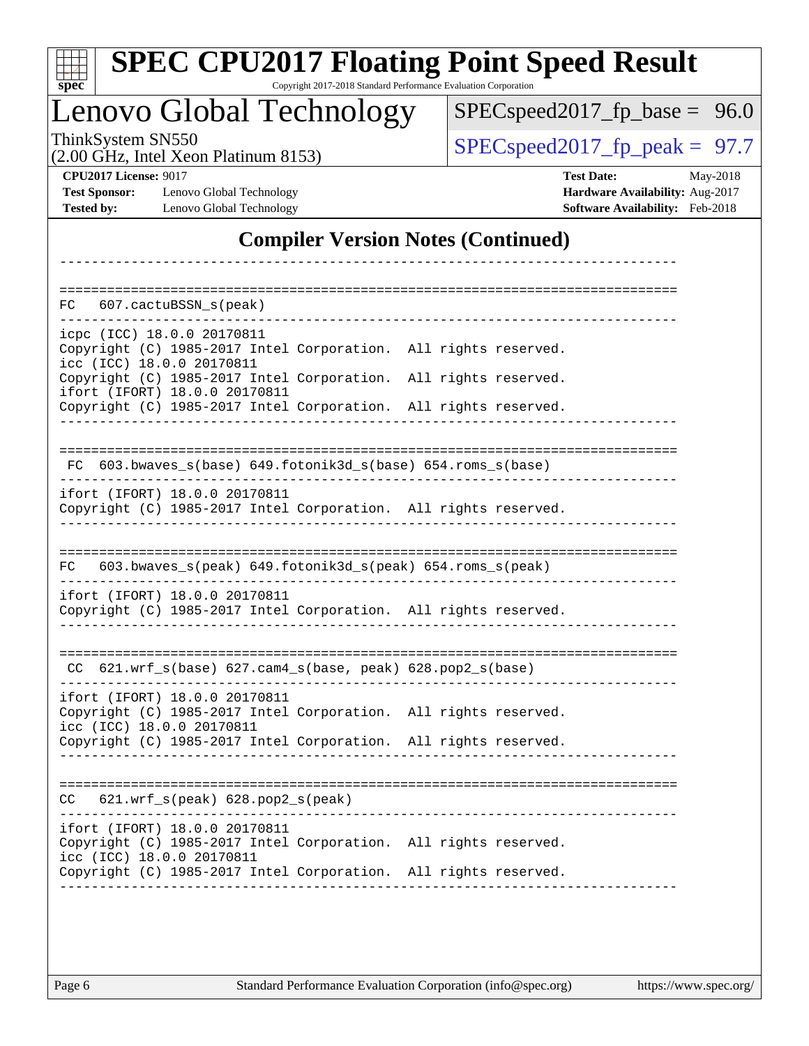## Compiler Version Notes (Continued)

```
------------------------------------------------------------------------------

==============================================================================
 FC  607.cactuBSSN_s(peak)
------------------------------------------------------------------------------
icpc (ICC) 18.0.0 20170811
Copyright (C) 1985-2017 Intel Corporation.  All rights reserved.
icc (ICC) 18.0.0 20170811
Copyright (C) 1985-2017 Intel Corporation.  All rights reserved.
ifort (IFORT) 18.0.0 20170811
Copyright (C) 1985-2017 Intel Corporation.  All rights reserved.
------------------------------------------------------------------------------

==============================================================================
 FC  603.bwaves_s(base) 649.fotonik3d_s(base) 654.roms_s(base)
------------------------------------------------------------------------------
ifort (IFORT) 18.0.0 20170811
Copyright (C) 1985-2017 Intel Corporation.  All rights reserved.
------------------------------------------------------------------------------

==============================================================================
 FC  603.bwaves_s(peak) 649.fotonik3d_s(peak) 654.roms_s(peak)
------------------------------------------------------------------------------
ifort (IFORT) 18.0.0 20170811
Copyright (C) 1985-2017 Intel Corporation.  All rights reserved.
------------------------------------------------------------------------------

==============================================================================
 CC  621.wrf_s(base) 627.cam4_s(base, peak) 628.pop2_s(base)
------------------------------------------------------------------------------
ifort (IFORT) 18.0.0 20170811
Copyright (C) 1985-2017 Intel Corporation.  All rights reserved.
icc (ICC) 18.0.0 20170811
Copyright (C) 1985-2017 Intel Corporation.  All rights reserved.
------------------------------------------------------------------------------

==============================================================================
 CC  621.wrf_s(peak) 628.pop2_s(peak)
------------------------------------------------------------------------------
ifort (IFORT) 18.0.0 20170811
Copyright (C) 1985-2017 Intel Corporation.  All rights reserved.
icc (ICC) 18.0.0 20170811
Copyright (C) 1985-2017 Intel Corporation.  All rights reserved.
------------------------------------------------------------------------------
```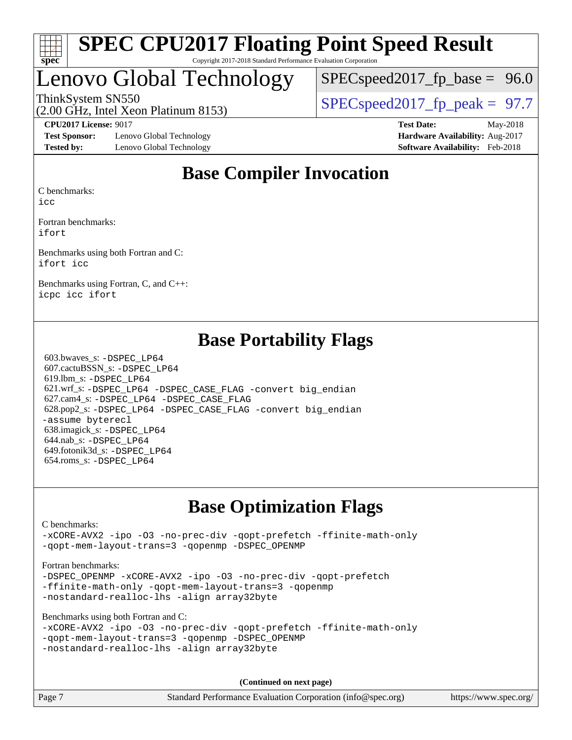# SPEC CPU2017 Floating Point Speed Result

Copyright 2017-2018 Standard Performance Evaluation Corporation

# Lenovo Global Technology

ThinkSystem SN550
(2.00 GHz, Intel Xeon Platinum 8153)

SPECspeed2017_fp_base = 96.0

SPECspeed2017_fp_peak = 97.7

**CPU2017 License:** 9017
**Test Sponsor:** Lenovo Global Technology
**Tested by:** Lenovo Global Technology

**Test Date:** May-2018
**Hardware Availability:** Aug-2017
**Software Availability:** Feb-2018

## Base Compiler Invocation

C benchmarks:
icc

Fortran benchmarks:
ifort

Benchmarks using both Fortran and C:
ifort icc

Benchmarks using Fortran, C, and C++:
icpc icc ifort

## Base Portability Flags

603.bwaves_s: -DSPEC_LP64
607.cactuBSSN_s: -DSPEC_LP64
619.lbm_s: -DSPEC_LP64
621.wrf_s: -DSPEC_LP64 -DSPEC_CASE_FLAG -convert big_endian
627.cam4_s: -DSPEC_LP64 -DSPEC_CASE_FLAG
628.pop2_s: -DSPEC_LP64 -DSPEC_CASE_FLAG -convert big_endian -assume byterecl
638.imagick_s: -DSPEC_LP64
644.nab_s: -DSPEC_LP64
649.fotonik3d_s: -DSPEC_LP64
654.roms_s: -DSPEC_LP64

## Base Optimization Flags

C benchmarks:
-xCORE-AVX2 -ipo -O3 -no-prec-div -qopt-prefetch -ffinite-math-only -qopt-mem-layout-trans=3 -qopenmp -DSPEC_OPENMP

Fortran benchmarks:
-DSPEC_OPENMP -xCORE-AVX2 -ipo -O3 -no-prec-div -qopt-prefetch -ffinite-math-only -qopt-mem-layout-trans=3 -qopenmp -nostandard-realloc-lhs -align array32byte

Benchmarks using both Fortran and C:
-xCORE-AVX2 -ipo -O3 -no-prec-div -qopt-prefetch -ffinite-math-only -qopt-mem-layout-trans=3 -qopenmp -DSPEC_OPENMP -nostandard-realloc-lhs -align array32byte

**(Continued on next page)**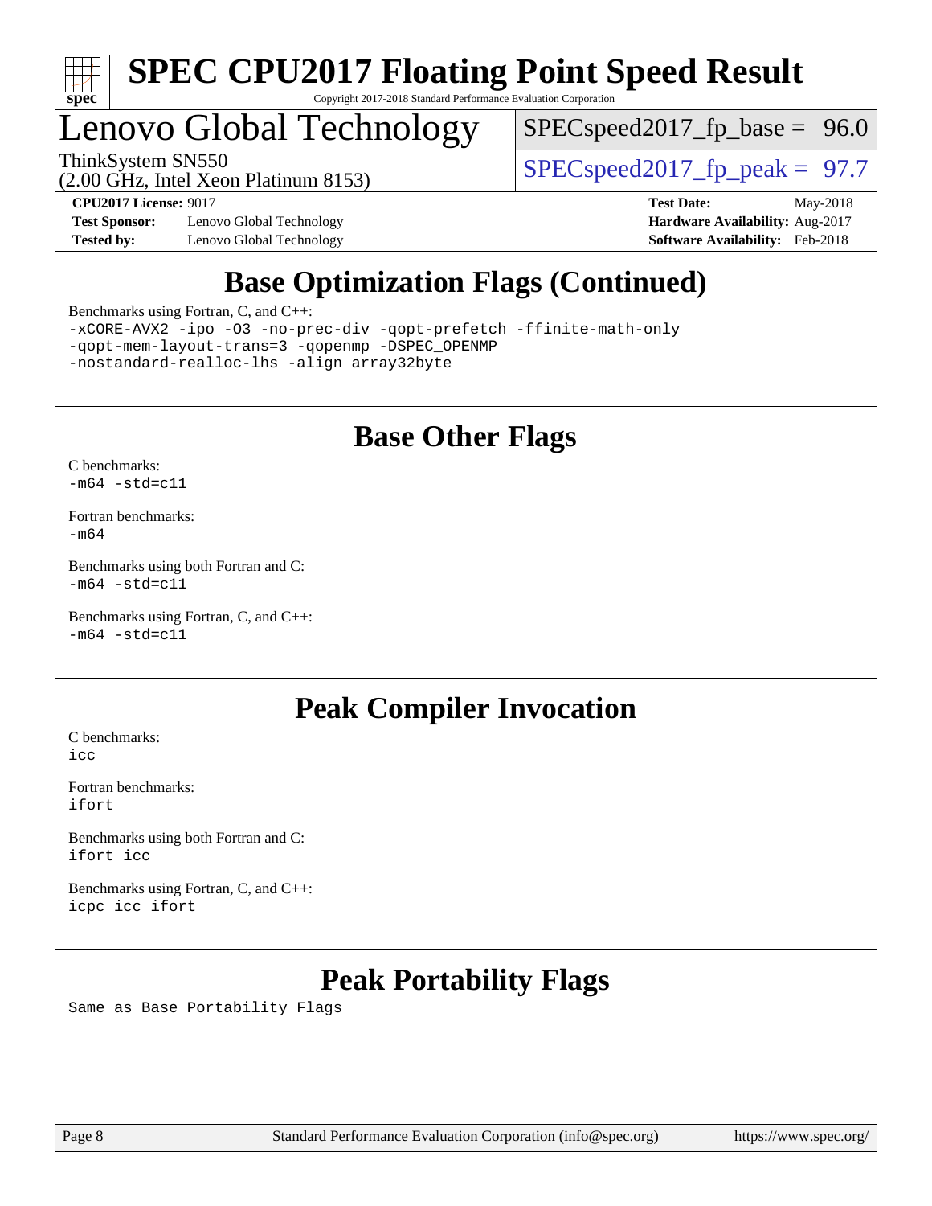# SPEC CPU2017 Floating Point Speed Result

Copyright 2017-2018 Standard Performance Evaluation Corporation

# Lenovo Global Technology

ThinkSystem SN550
(2.00 GHz, Intel Xeon Platinum 8153)

SPECspeed2017_fp_base = 96.0

SPECspeed2017_fp_peak = 97.7

**CPU2017 License:** 9017
**Test Sponsor:** Lenovo Global Technology
**Tested by:** Lenovo Global Technology

**Test Date:** May-2018
**Hardware Availability:** Aug-2017
**Software Availability:** Feb-2018

## Base Optimization Flags (Continued)

Benchmarks using Fortran, C, and C++:
```
-xCORE-AVX2 -ipo -O3 -no-prec-div -qopt-prefetch -ffinite-math-only
-qopt-mem-layout-trans=3 -qopenmp -DSPEC_OPENMP
-nostandard-realloc-lhs -align array32byte
```

## Base Other Flags

C benchmarks:
```
-m64 -std=c11
```

Fortran benchmarks:
```
-m64
```

Benchmarks using both Fortran and C:
```
-m64 -std=c11
```

Benchmarks using Fortran, C, and C++:
```
-m64 -std=c11
```

## Peak Compiler Invocation

C benchmarks:
```
icc
```

Fortran benchmarks:
```
ifort
```

Benchmarks using both Fortran and C:
```
ifort icc
```

Benchmarks using Fortran, C, and C++:
```
icpc icc ifort
```

## Peak Portability Flags

Same as Base Portability Flags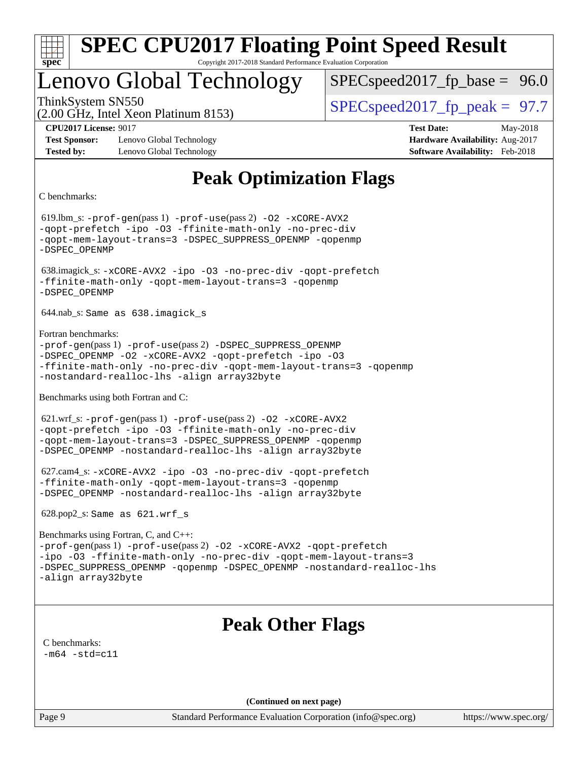# SPEC CPU2017 Floating Point Speed Result

Copyright 2017-2018 Standard Performance Evaluation Corporation

# Lenovo Global Technology

ThinkSystem SN550
(2.00 GHz, Intel Xeon Platinum 8153)

SPECspeed2017_fp_base = 96.0

SPECspeed2017_fp_peak = 97.7

**CPU2017 License:** 9017
**Test Sponsor:** Lenovo Global Technology
**Tested by:** Lenovo Global Technology

**Test Date:** May-2018
**Hardware Availability:** Aug-2017
**Software Availability:** Feb-2018

## Peak Optimization Flags

C benchmarks:

619.lbm_s: -prof-gen(pass 1) -prof-use(pass 2) -O2 -xCORE-AVX2 -qopt-prefetch -ipo -O3 -ffinite-math-only -no-prec-div -qopt-mem-layout-trans=3 -DSPEC_SUPPRESS_OPENMP -qopenmp -DSPEC_OPENMP

638.imagick_s: -xCORE-AVX2 -ipo -O3 -no-prec-div -qopt-prefetch -ffinite-math-only -qopt-mem-layout-trans=3 -qopenmp -DSPEC_OPENMP

644.nab_s: Same as 638.imagick_s

Fortran benchmarks:

-prof-gen(pass 1) -prof-use(pass 2) -DSPEC_SUPPRESS_OPENMP -DSPEC_OPENMP -O2 -xCORE-AVX2 -qopt-prefetch -ipo -O3 -ffinite-math-only -no-prec-div -qopt-mem-layout-trans=3 -qopenmp -nostandard-realloc-lhs -align array32byte

Benchmarks using both Fortran and C:

621.wrf_s: -prof-gen(pass 1) -prof-use(pass 2) -O2 -xCORE-AVX2 -qopt-prefetch -ipo -O3 -ffinite-math-only -no-prec-div -qopt-mem-layout-trans=3 -DSPEC_SUPPRESS_OPENMP -qopenmp -DSPEC_OPENMP -nostandard-realloc-lhs -align array32byte

627.cam4_s: -xCORE-AVX2 -ipo -O3 -no-prec-div -qopt-prefetch -ffinite-math-only -qopt-mem-layout-trans=3 -qopenmp -DSPEC_OPENMP -nostandard-realloc-lhs -align array32byte

628.pop2_s: Same as 621.wrf_s

Benchmarks using Fortran, C, and C++:

-prof-gen(pass 1) -prof-use(pass 2) -O2 -xCORE-AVX2 -qopt-prefetch -ipo -O3 -ffinite-math-only -no-prec-div -qopt-mem-layout-trans=3 -DSPEC_SUPPRESS_OPENMP -qopenmp -DSPEC_OPENMP -nostandard-realloc-lhs -align array32byte

## Peak Other Flags

C benchmarks:

-m64 -std=c11

(Continued on next page)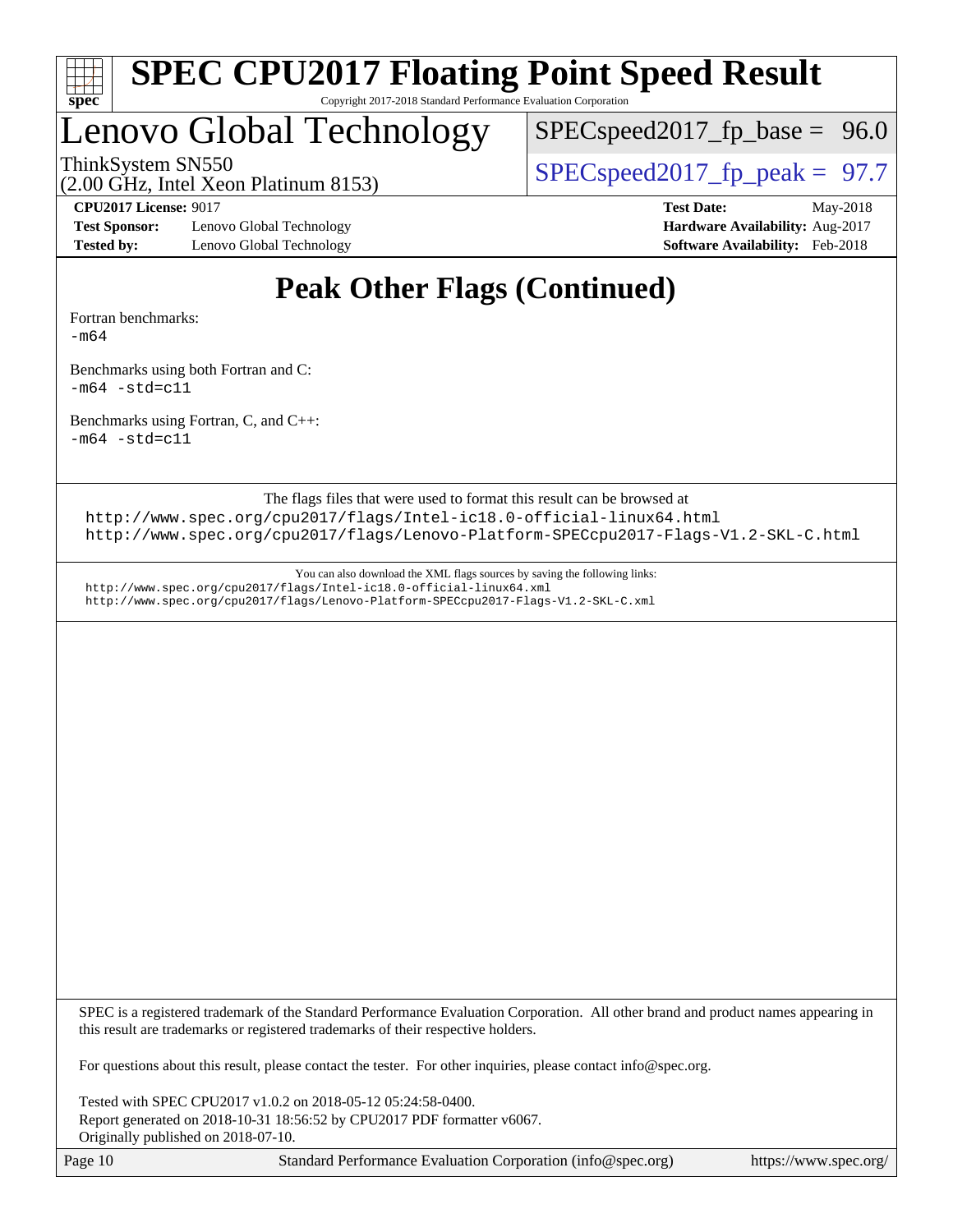# Peak Other Flags (Continued)

Fortran benchmarks:
-m64

Benchmarks using both Fortran and C:
-m64 -std=c11

Benchmarks using Fortran, C, and C++:
-m64 -std=c11

The flags files that were used to format this result can be browsed at
http://www.spec.org/cpu2017/flags/Intel-ic18.0-official-linux64.html
http://www.spec.org/cpu2017/flags/Lenovo-Platform-SPECcpu2017-Flags-V1.2-SKL-C.html

You can also download the XML flags sources by saving the following links:
http://www.spec.org/cpu2017/flags/Intel-ic18.0-official-linux64.xml
http://www.spec.org/cpu2017/flags/Lenovo-Platform-SPECcpu2017-Flags-V1.2-SKL-C.xml

SPEC is a registered trademark of the Standard Performance Evaluation Corporation. All other brand and product names appearing in this result are trademarks or registered trademarks of their respective holders.

For questions about this result, please contact the tester. For other inquiries, please contact info@spec.org.

Tested with SPEC CPU2017 v1.0.2 on 2018-05-12 05:24:58-0400.
Report generated on 2018-10-31 18:56:52 by CPU2017 PDF formatter v6067.
Originally published on 2018-07-10.